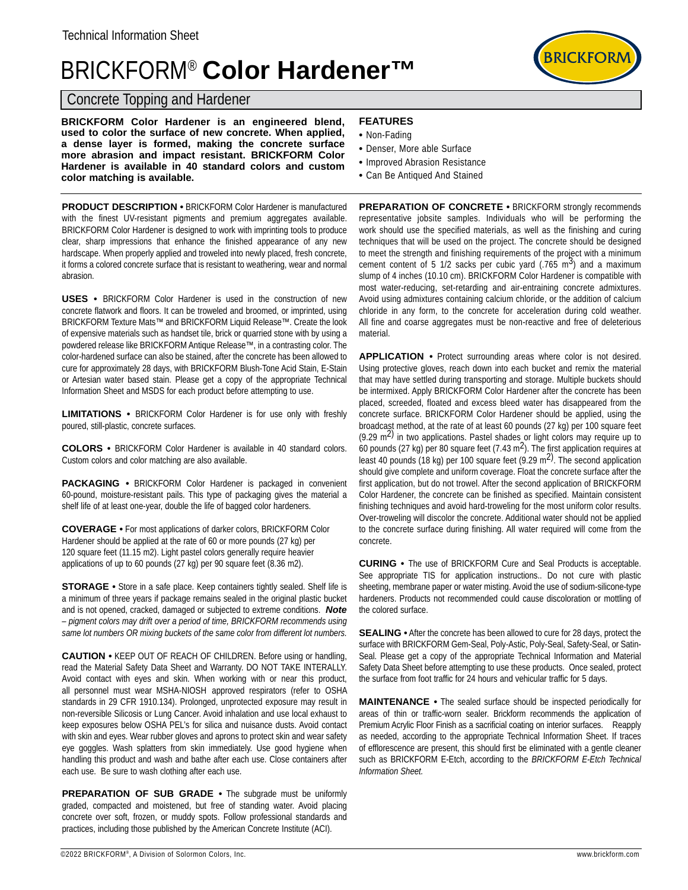Technical Information Sheet

# BRICKFORM® **Color Hardener™**

## Concrete Topping and Hardener

**BRICKFORM Color Hardener is an engineered blend, used to color the surface of new concrete. When applied, a dense layer is formed, making the concrete surface more abrasion and impact resistant. BRICKFORM Color Hardener is available in 40 standard colors and custom color matching is available.**

### FEATURES

- Non-Fading
- Denser, More able Surface
- Improved Abrasion Resistance
- Can Be Antiqued And Stained

**PRODUCT DESCRIPTION •** BRICKFORM Color Hardener is manufactured with the finest UV-resistant pigments and premium aggregates available. BRICKFORM Color Hardener is designed to work with imprinting tools to produce clear, sharp impressions that enhance the finished appearance of any new hardscape. When properly applied and troweled into newly placed, fresh concrete, it forms a colored concrete surface that is resistant to weathering, wear and normal abrasion.

**USES •** BRICKFORM Color Hardener is used in the construction of new concrete flatwork and floors. It can be troweled and broomed, or imprinted, using BRICKFORM Texture Mats™ and BRICKFORM Liquid Release™. Create the look of expensive materials such as handset tile, brick or quarried stone with by using a powdered release like BRICKFORM Antique Release™, in a contrasting color. The color-hardened surface can also be stained, after the concrete has been allowed to cure for approximately 28 days, with BRICKFORM Blush-Tone Acid Stain, E-Stain or Artesian water based stain. Please get a copy of the appropriate Technical Information Sheet and MSDS for each product before attempting to use.

**LIMITATIONS •** BRICKFORM Color Hardener is for use only with freshly poured, still-plastic, concrete surfaces.

**COLORS •** BRICKFORM Color Hardener is available in 40 standard colors. Custom colors and color matching are also available.

**PACKAGING •** BRICKFORM Color Hardener is packaged in convenient 60-pound, moisture-resistant pails. This type of packaging gives the material a shelf life of at least one-year, double the life of bagged color hardeners.

**COVERAGE •** For most applications of darker colors, BRICKFORM Color Hardener should be applied at the rate of 60 or more pounds (27 kg) per 120 square feet (11.15 m2). Light pastel colors generally require heavier applications of up to 60 pounds (27 kg) per 90 square feet (8.36 m2).

**STORAGE •** Store in a safe place. Keep containers tightly sealed. Shelf life is a minimum of three years if package remains sealed in the original plastic bucket and is not opened, cracked, damaged or subjected to extreme conditions. ***Note*** *– pigment colors may drift over a period of time, BRICKFORM recommends using same lot numbers OR mixing buckets of the same color from different lot numbers.*

**CAUTION •** KEEP OUT OF REACH OF CHILDREN. Before using or handling, read the Material Safety Data Sheet and Warranty. DO NOT TAKE INTERALLY. Avoid contact with eyes and skin. When working with or near this product, all personnel must wear MSHA-NIOSH approved respirators (refer to OSHA standards in 29 CFR 1910.134). Prolonged, unprotected exposure may result in non-reversible Silicosis or Lung Cancer. Avoid inhalation and use local exhaust to keep exposures below OSHA PEL's for silica and nuisance dusts. Avoid contact with skin and eyes. Wear rubber gloves and aprons to protect skin and wear safety eye goggles. Wash splatters from skin immediately. Use good hygiene when handling this product and wash and bathe after each use. Close containers after each use. Be sure to wash clothing after each use.

**PREPARATION OF SUB GRADE •** The subgrade must be uniformly graded, compacted and moistened, but free of standing water. Avoid placing concrete over soft, frozen, or muddy spots. Follow professional standards and practices, including those published by the American Concrete Institute (ACI).

**PREPARATION OF CONCRETE •** BRICKFORM strongly recommends representative jobsite samples. Individuals who will be performing the work should use the specified materials, as well as the finishing and curing techniques that will be used on the project. The concrete should be designed to meet the strength and finishing requirements of the project with a minimum cement content of 5 1/2 sacks per cubic yard (.765 $m^3$) and a maximum slump of 4 inches (10.10 cm). BRICKFORM Color Hardener is compatible with most water-reducing, set-retarding and air-entraining concrete admixtures. Avoid using admixtures containing calcium chloride, or the addition of calcium chloride in any form, to the concrete for acceleration during cold weather. All fine and coarse aggregates must be non-reactive and free of deleterious material.

**APPLICATION •** Protect surrounding areas where color is not desired. Using protective gloves, reach down into each bucket and remix the material that may have settled during transporting and storage. Multiple buckets should be intermixed. Apply BRICKFORM Color Hardener after the concrete has been placed, screeded, floated and excess bleed water has disappeared from the concrete surface. BRICKFORM Color Hardener should be applied, using the broadcast method, at the rate of at least 60 pounds (27 kg) per 100 square feet (9.29 $m^2$) in two applications. Pastel shades or light colors may require up to 60 pounds (27 kg) per 80 square feet (7.43 $m^2$). The first application requires at least 40 pounds (18 kg) per 100 square feet (9.29 $m^2$). The second application should give complete and uniform coverage. Float the concrete surface after the first application, but do not trowel. After the second application of BRICKFORM Color Hardener, the concrete can be finished as specified. Maintain consistent finishing techniques and avoid hard-troweling for the most uniform color results. Over-troweling will discolor the concrete. Additional water should not be applied to the concrete surface during finishing. All water required will come from the concrete.

**CURING •** The use of BRICKFORM Cure and Seal Products is acceptable. See appropriate TIS for application instructions.. Do not cure with plastic sheeting, membrane paper or water misting. Avoid the use of sodium-silicone-type hardeners. Products not recommended could cause discoloration or mottling of the colored surface.

**SEALING •** After the concrete has been allowed to cure for 28 days, protect the surface with BRICKFORM Gem-Seal, Poly-Astic, Poly-Seal, Safety-Seal, or Satin-Seal. Please get a copy of the appropriate Technical Information and Material Safety Data Sheet before attempting to use these products. Once sealed, protect the surface from foot traffic for 24 hours and vehicular traffic for 5 days.

**MAINTENANCE •** The sealed surface should be inspected periodically for areas of thin or traffic-worn sealer. Brickform recommends the application of Premium Acrylic Floor Finish as a sacrificial coating on interior surfaces. Reapply as needed, according to the appropriate Technical Information Sheet. If traces of efflorescence are present, this should first be eliminated with a gentle cleaner such as BRICKFORM E-Etch, according to the *BRICKFORM E-Etch Technical Information Sheet.*

©2022 BRICKFORM®, A Division of Solormon Colors, Inc. www.brickform.com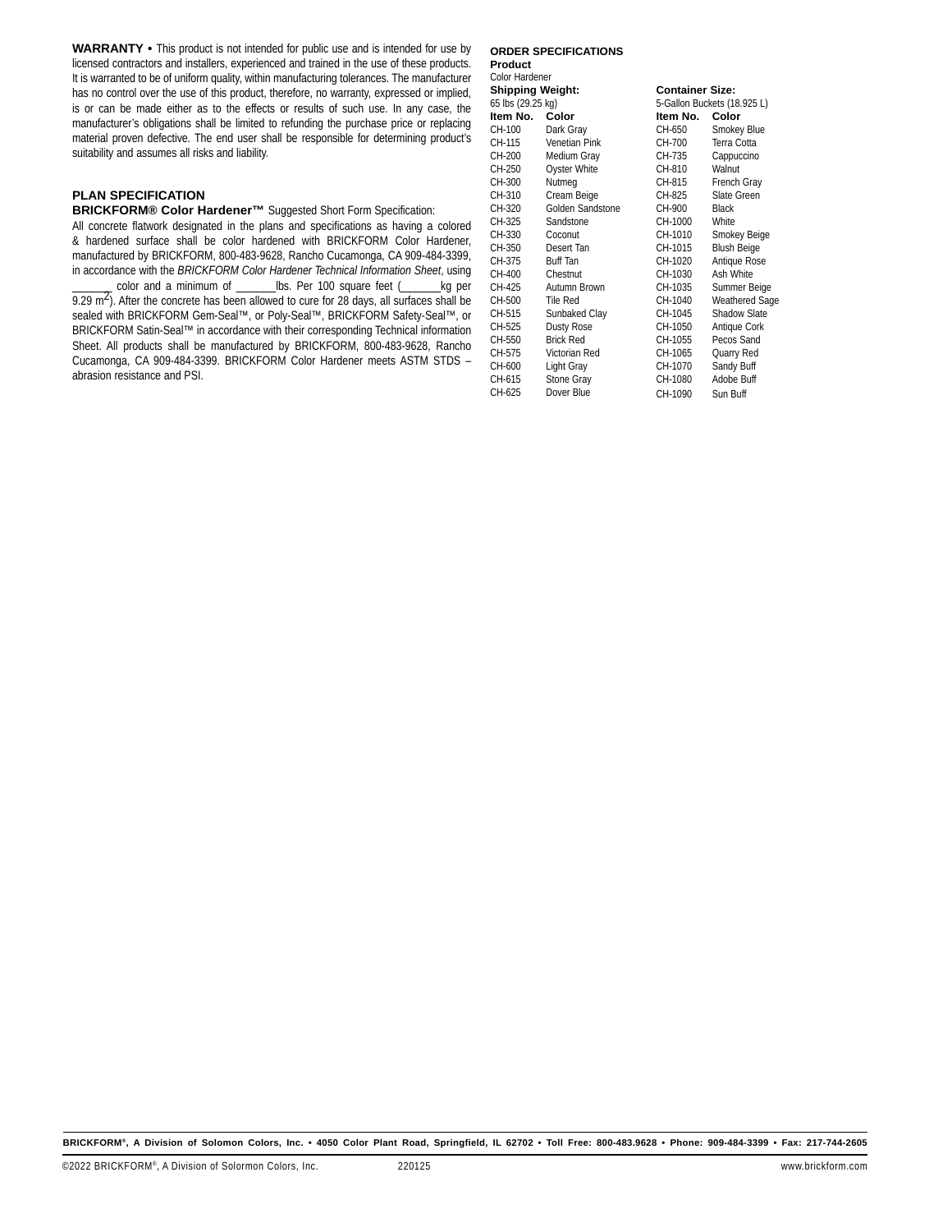**WARRANTY •** This product is not intended for public use and is intended for use by licensed contractors and installers, experienced and trained in the use of these products. It is warranted to be of uniform quality, within manufacturing tolerances. The manufacturer has no control over the use of this product, therefore, no warranty, expressed or implied, is or can be made either as to the effects or results of such use. In any case, the manufacturer's obligations shall be limited to refunding the purchase price or replacing material proven defective. The end user shall be responsible for determining product's suitability and assumes all risks and liability.

## PLAN SPECIFICATION

**BRICKFORM® Color Hardener™** Suggested Short Form Specification:

All concrete flatwork designated in the plans and specifications as having a colored & hardened surface shall be color hardened with BRICKFORM Color Hardener, manufactured by BRICKFORM, 800-483-9628, Rancho Cucamonga, CA 909-484-3399, in accordance with the *BRICKFORM Color Hardener Technical Information Sheet*, using _______ color and a minimum of _______lbs. Per 100 square feet (_______kg per 9.29 $m^2$). After the concrete has been allowed to cure for 28 days, all surfaces shall be sealed with BRICKFORM Gem-Seal™, or Poly-Seal™, BRICKFORM Safety-Seal™, or BRICKFORM Satin-Seal™ in accordance with their corresponding Technical information Sheet. All products shall be manufactured by BRICKFORM, 800-483-9628, Rancho Cucamonga, CA 909-484-3399. BRICKFORM Color Hardener meets ASTM STDS – abrasion resistance and PSI.

## ORDER SPECIFICATIONS

**Product**
Color Hardener

**Shipping Weight:**
65 lbs (29.25 kg)

**Container Size:**
5-Gallon Buckets (18.925 L)

| Item No. | Color | Item No. | Color |
|---|---|---|---|
| CH-100 | Dark Gray | CH-650 | Smokey Blue |
| CH-115 | Venetian Pink | CH-700 | Terra Cotta |
| CH-200 | Medium Gray | CH-735 | Cappuccino |
| CH-250 | Oyster White | CH-810 | Walnut |
| CH-300 | Nutmeg | CH-815 | French Gray |
| CH-310 | Cream Beige | CH-825 | Slate Green |
| CH-320 | Golden Sandstone | CH-900 | Black |
| CH-325 | Sandstone | CH-1000 | White |
| CH-330 | Coconut | CH-1010 | Smokey Beige |
| CH-350 | Desert Tan | CH-1015 | Blush Beige |
| CH-375 | Buff Tan | CH-1020 | Antique Rose |
| CH-400 | Chestnut | CH-1030 | Ash White |
| CH-425 | Autumn Brown | CH-1035 | Summer Beige |
| CH-500 | Tile Red | CH-1040 | Weathered Sage |
| CH-515 | Sunbaked Clay | CH-1045 | Shadow Slate |
| CH-525 | Dusty Rose | CH-1050 | Antique Cork |
| CH-550 | Brick Red | CH-1055 | Pecos Sand |
| CH-575 | Victorian Red | CH-1065 | Quarry Red |
| CH-600 | Light Gray | CH-1070 | Sandy Buff |
| CH-615 | Stone Gray | CH-1080 | Adobe Buff |
| CH-625 | Dover Blue | CH-1090 | Sun Buff |

**BRICKFORM®, A Division of Solomon Colors, Inc. • 4050 Color Plant Road, Springfield, IL 62702 • Toll Free: 800-483.9628 • Phone: 909-484-3399 • Fax: 217-744-2605**

©2022 BRICKFORM®, A Division of Solormon Colors, Inc. 220125 www.brickform.com